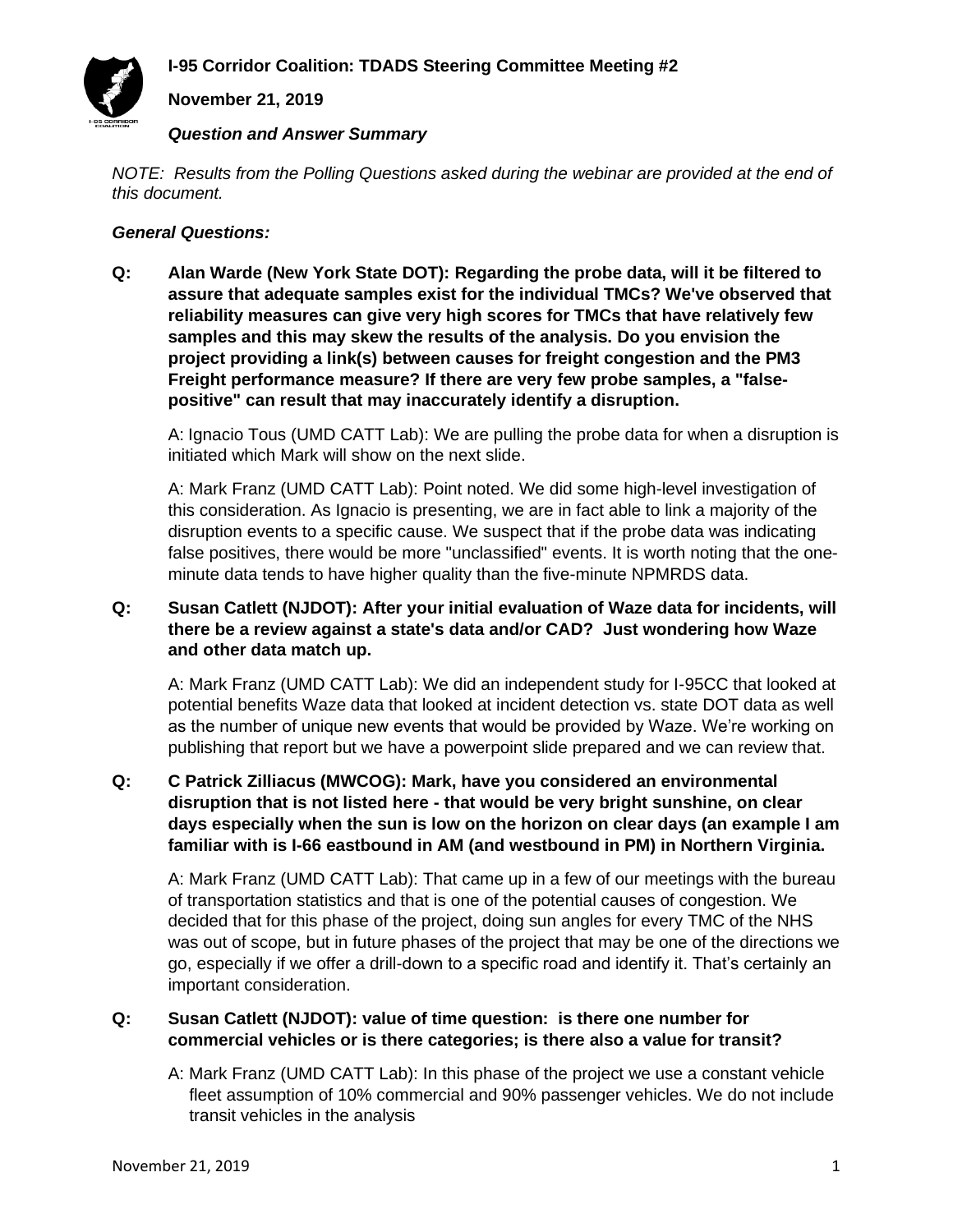# I-95 Corridor Coalition: TDADS Steering Committee Meeting #2

**November 21, 2019**

***Question and Answer Summary***

*NOTE: Results from the Polling Questions asked during the webinar are provided at the end of this document.*

***General Questions:***

**Q: Alan Warde (New York State DOT): Regarding the probe data, will it be filtered to assure that adequate samples exist for the individual TMCs? We've observed that reliability measures can give very high scores for TMCs that have relatively few samples and this may skew the results of the analysis. Do you envision the project providing a link(s) between causes for freight congestion and the PM3 Freight performance measure? If there are very few probe samples, a "false-positive" can result that may inaccurately identify a disruption.**

A: Ignacio Tous (UMD CATT Lab): We are pulling the probe data for when a disruption is initiated which Mark will show on the next slide.

A: Mark Franz (UMD CATT Lab): Point noted. We did some high-level investigation of this consideration. As Ignacio is presenting, we are in fact able to link a majority of the disruption events to a specific cause. We suspect that if the probe data was indicating false positives, there would be more "unclassified" events. It is worth noting that the one-minute data tends to have higher quality than the five-minute NPMRDS data.

**Q: Susan Catlett (NJDOT): After your initial evaluation of Waze data for incidents, will there be a review against a state's data and/or CAD? Just wondering how Waze and other data match up.**

A: Mark Franz (UMD CATT Lab): We did an independent study for I-95CC that looked at potential benefits Waze data that looked at incident detection vs. state DOT data as well as the number of unique new events that would be provided by Waze. We're working on publishing that report but we have a powerpoint slide prepared and we can review that.

**Q: C Patrick Zilliacus (MWCOG): Mark, have you considered an environmental disruption that is not listed here - that would be very bright sunshine, on clear days especially when the sun is low on the horizon on clear days (an example I am familiar with is I-66 eastbound in AM (and westbound in PM) in Northern Virginia.**

A: Mark Franz (UMD CATT Lab): That came up in a few of our meetings with the bureau of transportation statistics and that is one of the potential causes of congestion. We decided that for this phase of the project, doing sun angles for every TMC of the NHS was out of scope, but in future phases of the project that may be one of the directions we go, especially if we offer a drill-down to a specific road and identify it. That's certainly an important consideration.

**Q: Susan Catlett (NJDOT): value of time question: is there one number for commercial vehicles or is there categories; is there also a value for transit?**

A: Mark Franz (UMD CATT Lab): In this phase of the project we use a constant vehicle fleet assumption of 10% commercial and 90% passenger vehicles. We do not include transit vehicles in the analysis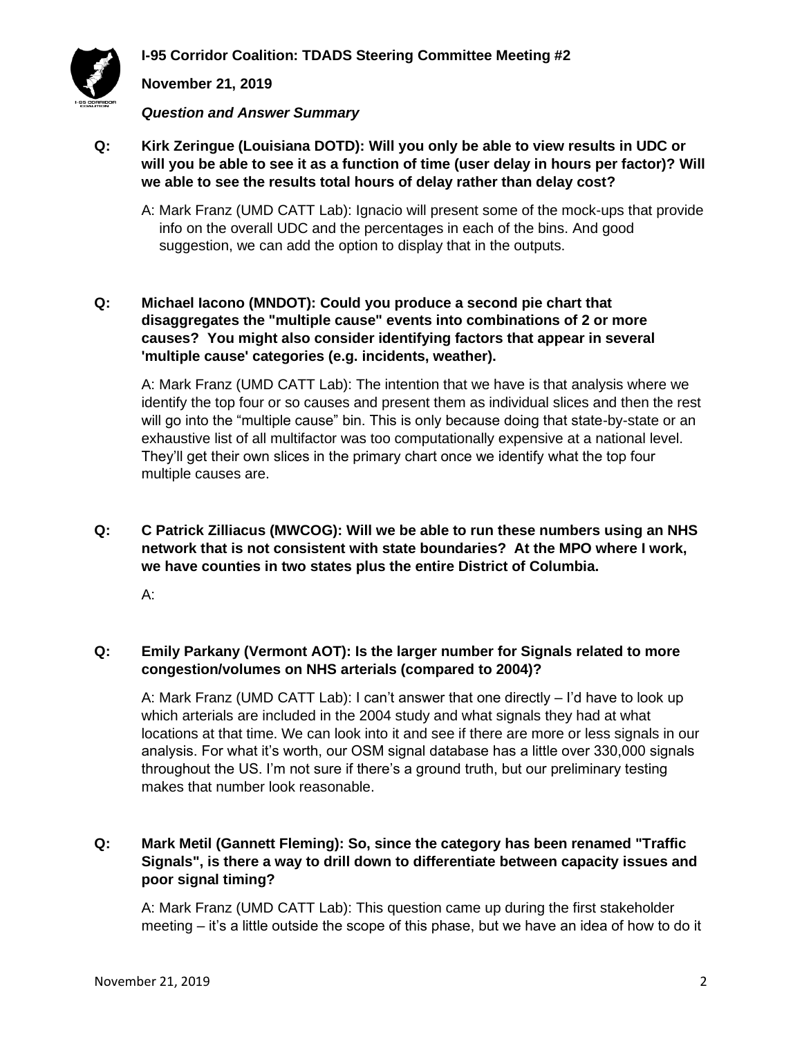**I-95 Corridor Coalition: TDADS Steering Committee Meeting #2**

**November 21, 2019**

***Question and Answer Summary***

**Q: Kirk Zeringue (Louisiana DOTD): Will you only be able to view results in UDC or will you be able to see it as a function of time (user delay in hours per factor)? Will we able to see the results total hours of delay rather than delay cost?**

A: Mark Franz (UMD CATT Lab): Ignacio will present some of the mock-ups that provide info on the overall UDC and the percentages in each of the bins. And good suggestion, we can add the option to display that in the outputs.

**Q: Michael Iacono (MNDOT): Could you produce a second pie chart that disaggregates the "multiple cause" events into combinations of 2 or more causes? You might also consider identifying factors that appear in several 'multiple cause' categories (e.g. incidents, weather).**

A: Mark Franz (UMD CATT Lab): The intention that we have is that analysis where we identify the top four or so causes and present them as individual slices and then the rest will go into the "multiple cause" bin. This is only because doing that state-by-state or an exhaustive list of all multifactor was too computationally expensive at a national level. They'll get their own slices in the primary chart once we identify what the top four multiple causes are.

**Q: C Patrick Zilliacus (MWCOG): Will we be able to run these numbers using an NHS network that is not consistent with state boundaries? At the MPO where I work, we have counties in two states plus the entire District of Columbia.**

A:

**Q: Emily Parkany (Vermont AOT): Is the larger number for Signals related to more congestion/volumes on NHS arterials (compared to 2004)?**

A: Mark Franz (UMD CATT Lab): I can't answer that one directly – I'd have to look up which arterials are included in the 2004 study and what signals they had at what locations at that time. We can look into it and see if there are more or less signals in our analysis. For what it's worth, our OSM signal database has a little over 330,000 signals throughout the US. I'm not sure if there's a ground truth, but our preliminary testing makes that number look reasonable.

**Q: Mark Metil (Gannett Fleming): So, since the category has been renamed "Traffic Signals", is there a way to drill down to differentiate between capacity issues and poor signal timing?**

A: Mark Franz (UMD CATT Lab): This question came up during the first stakeholder meeting – it's a little outside the scope of this phase, but we have an idea of how to do it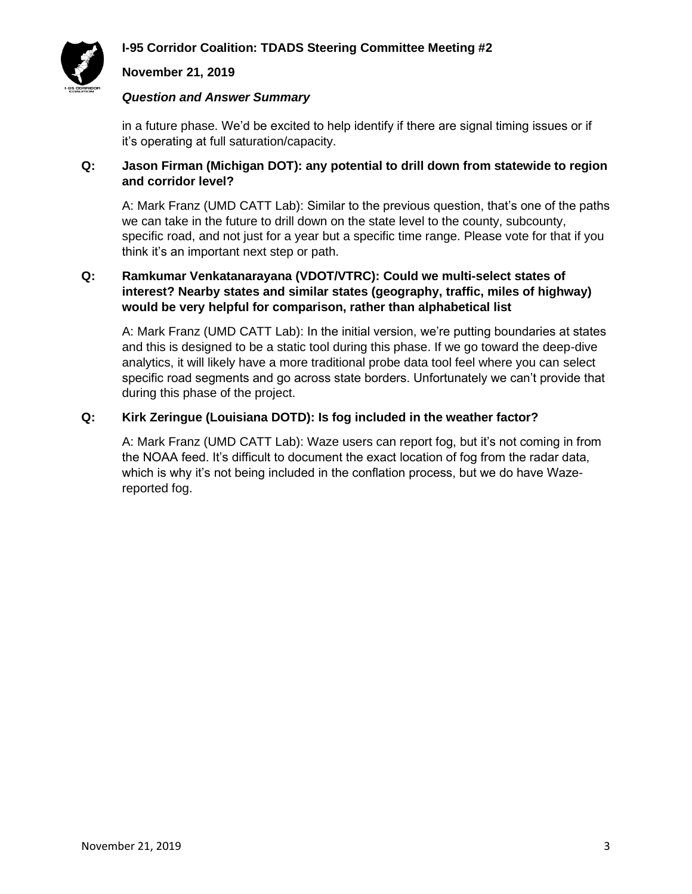in a future phase. We'd be excited to help identify if there are signal timing issues or if it's operating at full saturation/capacity.

**Q: Jason Firman (Michigan DOT): any potential to drill down from statewide to region and corridor level?**

A: Mark Franz (UMD CATT Lab): Similar to the previous question, that's one of the paths we can take in the future to drill down on the state level to the county, subcounty, specific road, and not just for a year but a specific time range. Please vote for that if you think it's an important next step or path.

**Q: Ramkumar Venkatanarayana (VDOT/VTRC): Could we multi-select states of interest? Nearby states and similar states (geography, traffic, miles of highway) would be very helpful for comparison, rather than alphabetical list**

A: Mark Franz (UMD CATT Lab): In the initial version, we're putting boundaries at states and this is designed to be a static tool during this phase. If we go toward the deep-dive analytics, it will likely have a more traditional probe data tool feel where you can select specific road segments and go across state borders. Unfortunately we can't provide that during this phase of the project.

**Q: Kirk Zeringue (Louisiana DOTD): Is fog included in the weather factor?**

A: Mark Franz (UMD CATT Lab): Waze users can report fog, but it's not coming in from the NOAA feed. It's difficult to document the exact location of fog from the radar data, which is why it's not being included in the conflation process, but we do have Waze-reported fog.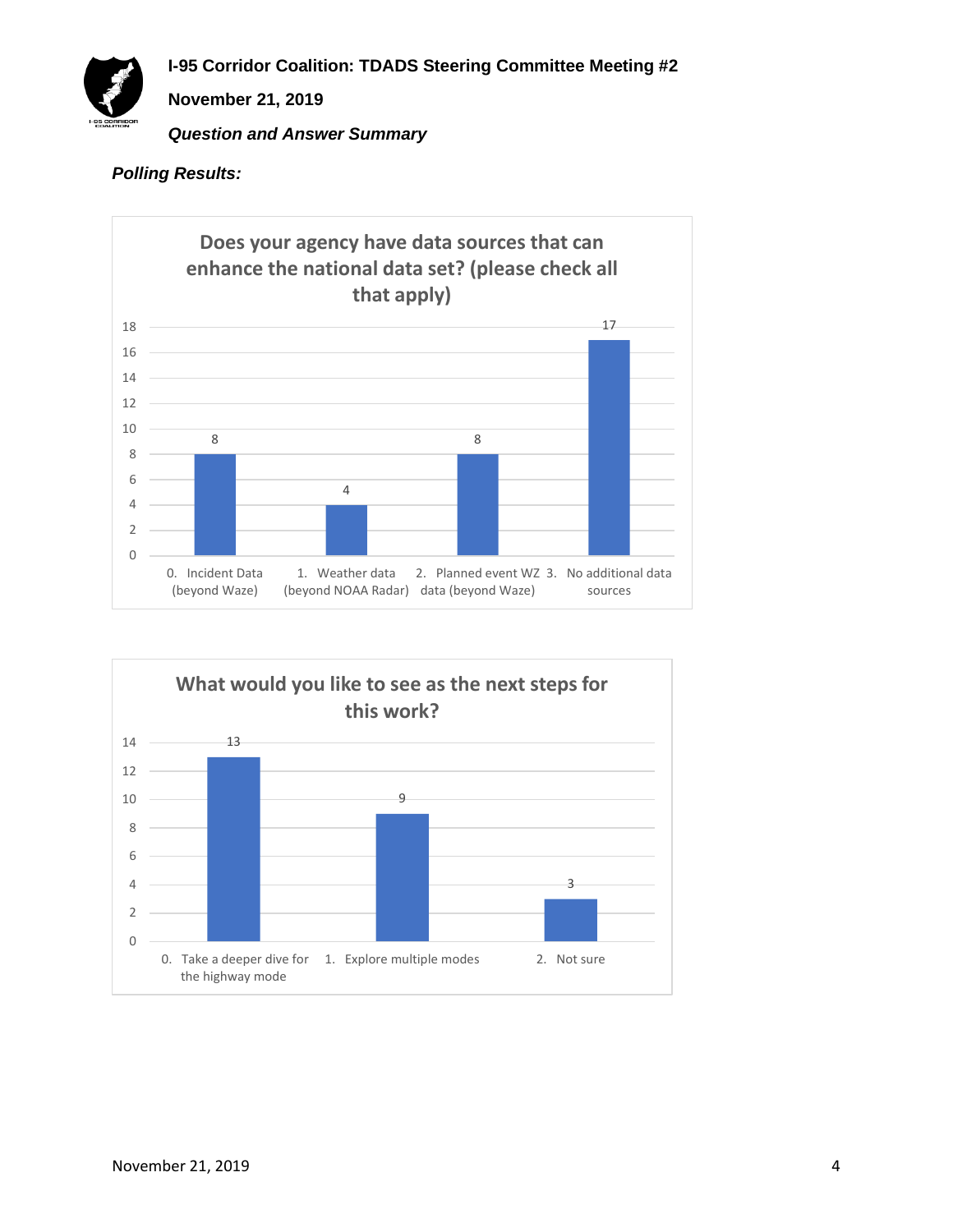**I-95 Corridor Coalition: TDADS Steering Committee Meeting #2**

**November 21, 2019**

***Question and Answer Summary***

***Polling Results:***

**Does your agency have data sources that can enhance the national data set? (please check all that apply)**

| Response | Count |
|---|---|
| 0. Incident Data (beyond Waze) | 8 |
| 1. Weather data (beyond NOAA Radar) | 4 |
| 2. Planned event WZ data (beyond Waze) | 8 |
| 3. No additional data sources | 17 |

**What would you like to see as the next steps for this work?**

| Response | Count |
|---|---|
| 0. Take a deeper dive for the highway mode | 13 |
| 1. Explore multiple modes | 9 |
| 2. Not sure | 3 |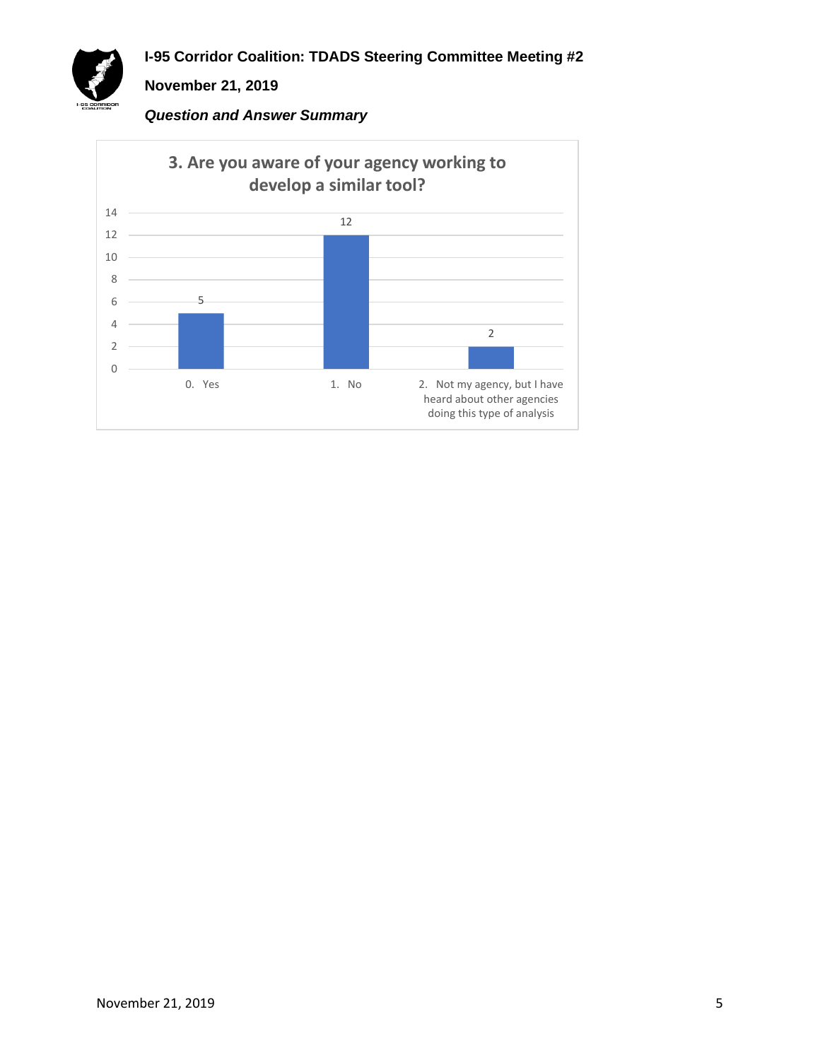3. Are you aware of your agency working to develop a similar tool?

14
12
10
8
6
4
2
0

5
12
2

0. Yes
1. No
2. Not my agency, but I have heard about other agencies doing this type of analysis